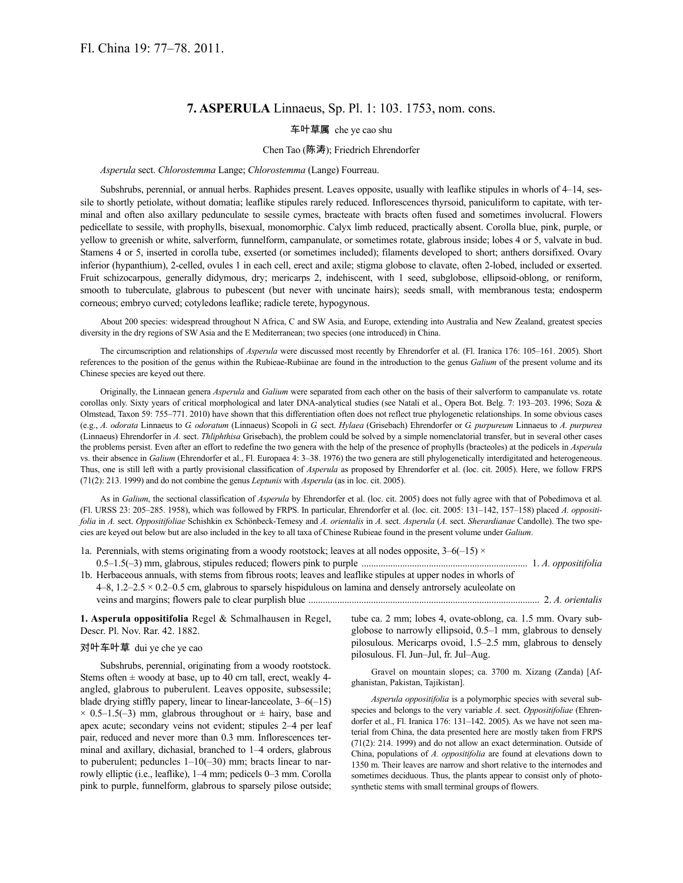Fl. China 19: 77–78. 2011.

## 7. **ASPERULA** Linnaeus, Sp. Pl. 1: 103. 1753, nom. cons.

车叶草属 che ye cao shu

Chen Tao (陈涛); Friedrich Ehrendorfer

*Asperula* sect. *Chlorostemma* Lange; *Chlorostemma* (Lange) Fourreau.

Subshrubs, perennial, or annual herbs. Raphides present. Leaves opposite, usually with leaflike stipules in whorls of 4–14, sessile to shortly petiolate, without domatia; leaflike stipules rarely reduced. Inflorescences thyrsoid, paniculiform to capitate, with terminal and often also axillary pedunculate to sessile cymes, bracteate with bracts often fused and sometimes involucral. Flowers pedicellate to sessile, with prophylls, bisexual, monomorphic. Calyx limb reduced, practically absent. Corolla blue, pink, purple, or yellow to greenish or white, salverform, funnelform, campanulate, or sometimes rotate, glabrous inside; lobes 4 or 5, valvate in bud. Stamens 4 or 5, inserted in corolla tube, exserted (or sometimes included); filaments developed to short; anthers dorsifixed. Ovary inferior (hypanthium), 2-celled, ovules 1 in each cell, erect and axile; stigma globose to clavate, often 2-lobed, included or exserted. Fruit schizocarpous, generally didymous, dry; mericarps 2, indehiscent, with 1 seed, subglobose, ellipsoid-oblong, or reniform, smooth to tuberculate, glabrous to pubescent (but never with uncinate hairs); seeds small, with membranous testa; endosperm corneous; embryo curved; cotyledons leaflike; radicle terete, hypogynous.

About 200 species: widespread throughout N Africa, C and SW Asia, and Europe, extending into Australia and New Zealand, greatest species diversity in the dry regions of SW Asia and the E Mediterranean; two species (one introduced) in China.

The circumscription and relationships of *Asperula* were discussed most recently by Ehrendorfer et al. (Fl. Iranica 176: 105–161. 2005). Short references to the position of the genus within the Rubieae-Rubiinae are found in the introduction to the genus *Galium* of the present volume and its Chinese species are keyed out there.

Originally, the Linnaean genera *Asperula* and *Galium* were separated from each other on the basis of their salverform to campanulate vs. rotate corollas only. Sixty years of critical morphological and later DNA-analytical studies (see Natali et al., Opera Bot. Belg. 7: 193–203. 1996; Soza & Olmstead, Taxon 59: 755–771. 2010) have shown that this differentiation often does not reflect true phylogenetic relationships. In some obvious cases (e.g., *A. odorata* Linnaeus to *G. odoratum* (Linnaeus) Scopoli in *G.* sect. *Hylaea* (Grisebach) Ehrendorfer or *G. purpureum* Linnaeus to *A. purpurea* (Linnaeus) Ehrendorfer in *A.* sect. *Thliphthisa* Grisebach), the problem could be solved by a simple nomenclatorial transfer, but in several other cases the problems persist. Even after an effort to redefine the two genera with the help of the presence of prophylls (bracteoles) at the pedicels in *Asperula* vs. their absence in *Galium* (Ehrendorfer et al., Fl. Europaea 4: 3–38. 1976) the two genera are still phylogenetically interdigitated and heterogeneous. Thus, one is still left with a partly provisional classification of *Asperula* as proposed by Ehrendorfer et al. (loc. cit. 2005). Here, we follow FRPS (71(2): 213. 1999) and do not combine the genus *Leptunis* with *Asperula* (as in loc. cit. 2005).

As in *Galium*, the sectional classification of *Asperula* by Ehrendorfer et al. (loc. cit. 2005) does not fully agree with that of Pobedimova et al. (Fl. URSS 23: 205–285. 1958), which was followed by FRPS. In particular, Ehrendorfer et al. (loc. cit. 2005: 131–142, 157–158) placed *A. oppositifolia* in *A.* sect. *Oppositifoliae* Schishkin ex Schönbeck-Temesy and *A. orientalis* in *A.* sect. *Asperula* (*A.* sect. *Sherardianae* Candolle). The two species are keyed out below but are also included in the key to all taxa of Chinese Rubieae found in the present volume under *Galium*.

1a. Perennials, with stems originating from a woody rootstock; leaves at all nodes opposite, 3–6(–15) × 0.5–1.5(–3) mm, glabrous, stipules reduced; flowers pink to purple .................................................................. 1. *A. oppositifolia*
1b. Herbaceous annuals, with stems from fibrous roots; leaves and leaflike stipules at upper nodes in whorls of 4–8, 1.2–2.5 × 0.2–0.5 cm, glabrous to sparsely hispidulous on lamina and densely antrorsely aculeolate on veins and margins; flowers pale to clear purplish blue .................................................................. 2. *A. orientalis*

**1. Asperula oppositifolia** Regel & Schmalhausen in Regel, Descr. Pl. Nov. Rar. 42. 1882.

对叶车叶草 dui ye che ye cao

Subshrubs, perennial, originating from a woody rootstock. Stems often ± woody at base, up to 40 cm tall, erect, weakly 4-angled, glabrous to puberulent. Leaves opposite, subsessile; blade drying stiffly papery, linear to linear-lanceolate, 3–6(–15) × 0.5–1.5(–3) mm, glabrous throughout or ± hairy, base and apex acute; secondary veins not evident; stipules 2–4 per leaf pair, reduced and never more than 0.3 mm. Inflorescences terminal and axillary, dichasial, branched to 1–4 orders, glabrous to puberulent; peduncles 1–10(–30) mm; bracts linear to narrowly elliptic (i.e., leaflike), 1–4 mm; pedicels 0–3 mm. Corolla pink to purple, funnelform, glabrous to sparsely pilose outside; tube ca. 2 mm; lobes 4, ovate-oblong, ca. 1.5 mm. Ovary subglobose to narrowly ellipsoid, 0.5–1 mm, glabrous to densely pilosulous. Mericarps ovoid, 1.5–2.5 mm, glabrous to densely pilosulous. Fl. Jun–Jul, fr. Jul–Aug.

Gravel on mountain slopes; ca. 3700 m. Xizang (Zanda) [Afghanistan, Pakistan, Tajikistan].

*Asperula oppositifolia* is a polymorphic species with several subspecies and belongs to the very variable *A.* sect. *Oppositifoliae* (Ehrendorfer et al., Fl. Iranica 176: 131–142. 2005). As we have not seen material from China, the data presented here are mostly taken from FRPS (71(2): 214. 1999) and do not allow an exact determination. Outside of China, populations of *A. oppositifolia* are found at elevations down to 1350 m. Their leaves are narrow and short relative to the internodes and sometimes deciduous. Thus, the plants appear to consist only of photosynthetic stems with small terminal groups of flowers.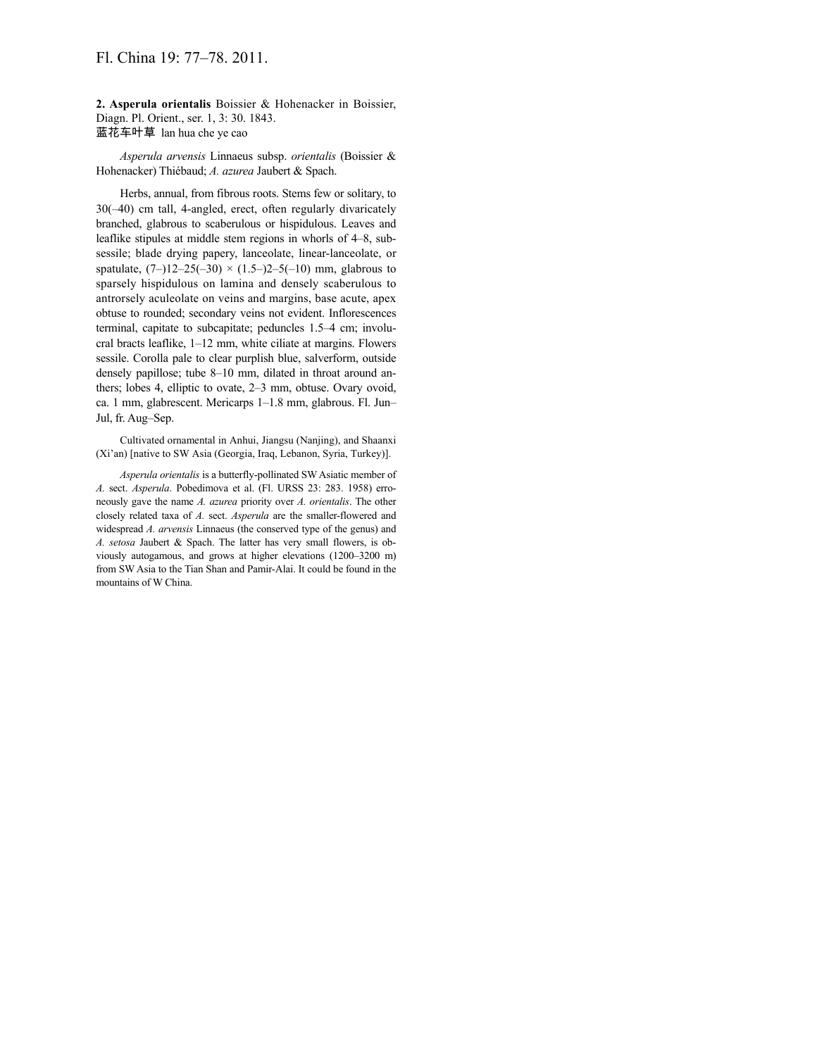Fl. China 19: 77–78. 2011.

**2. Asperula orientalis** Boissier & Hohenacker in Boissier, Diagn. Pl. Orient., ser. 1, 3: 30. 1843.
蓝花车叶草 lan hua che ye cao

*Asperula arvensis* Linnaeus subsp. *orientalis* (Boissier & Hohenacker) Thiébaud; *A. azurea* Jaubert & Spach.

Herbs, annual, from fibrous roots. Stems few or solitary, to 30(–40) cm tall, 4-angled, erect, often regularly divaricately branched, glabrous to scaberulous or hispidulous. Leaves and leaflike stipules at middle stem regions in whorls of 4–8, subsessile; blade drying papery, lanceolate, linear-lanceolate, or spatulate, (7–)12–25(–30) × (1.5–)2–5(–10) mm, glabrous to sparsely hispidulous on lamina and densely scaberulous to antrorsely aculeolate on veins and margins, base acute, apex obtuse to rounded; secondary veins not evident. Inflorescences terminal, capitate to subcapitate; peduncles 1.5–4 cm; involucral bracts leaflike, 1–12 mm, white ciliate at margins. Flowers sessile. Corolla pale to clear purplish blue, salverform, outside densely papillose; tube 8–10 mm, dilated in throat around anthers; lobes 4, elliptic to ovate, 2–3 mm, obtuse. Ovary ovoid, ca. 1 mm, glabrescent. Mericarps 1–1.8 mm, glabrous. Fl. Jun–Jul, fr. Aug–Sep.

Cultivated ornamental in Anhui, Jiangsu (Nanjing), and Shaanxi (Xi'an) [native to SW Asia (Georgia, Iraq, Lebanon, Syria, Turkey)].

*Asperula orientalis* is a butterfly-pollinated SW Asiatic member of *A.* sect. *Asperula*. Pobedimova et al. (Fl. URSS 23: 283. 1958) erroneously gave the name *A. azurea* priority over *A. orientalis*. The other closely related taxa of *A.* sect. *Asperula* are the smaller-flowered and widespread *A. arvensis* Linnaeus (the conserved type of the genus) and *A. setosa* Jaubert & Spach. The latter has very small flowers, is obviously autogamous, and grows at higher elevations (1200–3200 m) from SW Asia to the Tian Shan and Pamir-Alai. It could be found in the mountains of W China.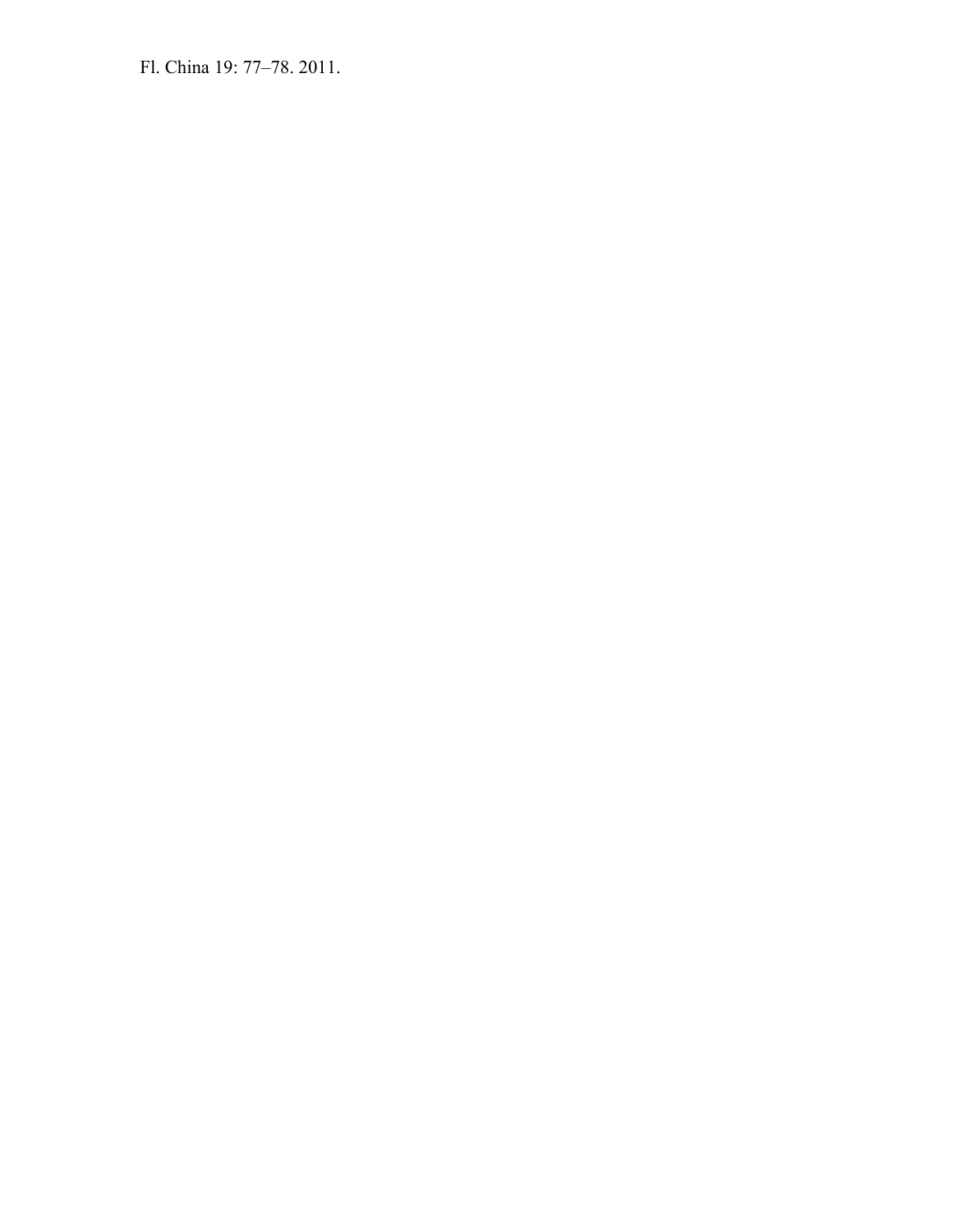Fl. China 19: 77–78. 2011.